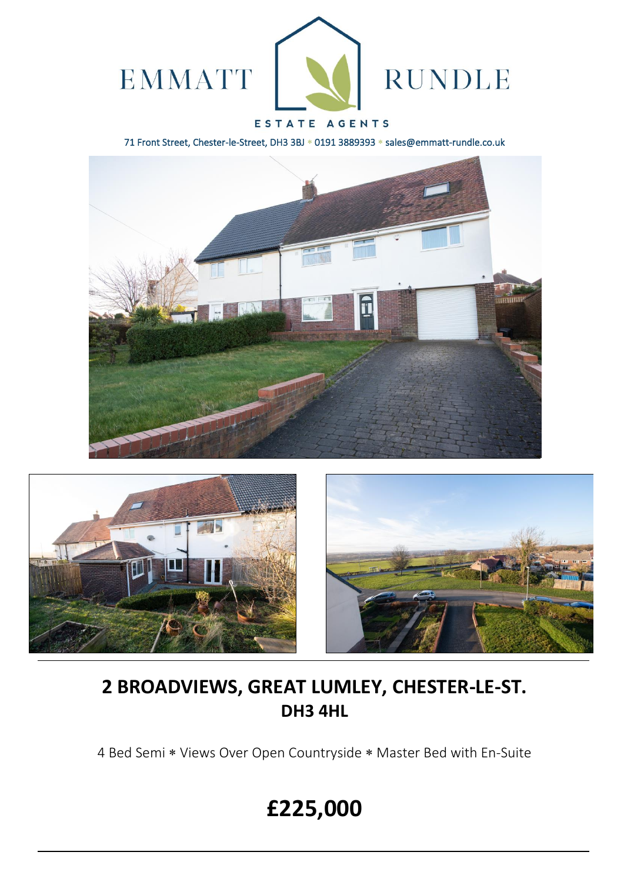EMMATT RUNDLE

ESTATE AGENTS

71 Front Street, Chester-le-Street, DH3 3BJ * 0191 3889393 * sales@emmatt-rundle.co.uk

# 2 BROADVIEWS, GREAT LUMLEY, CHESTER-LE-ST.

## DH3 4HL

4 Bed Semi * Views Over Open Countryside * Master Bed with En-Suite

# £225,000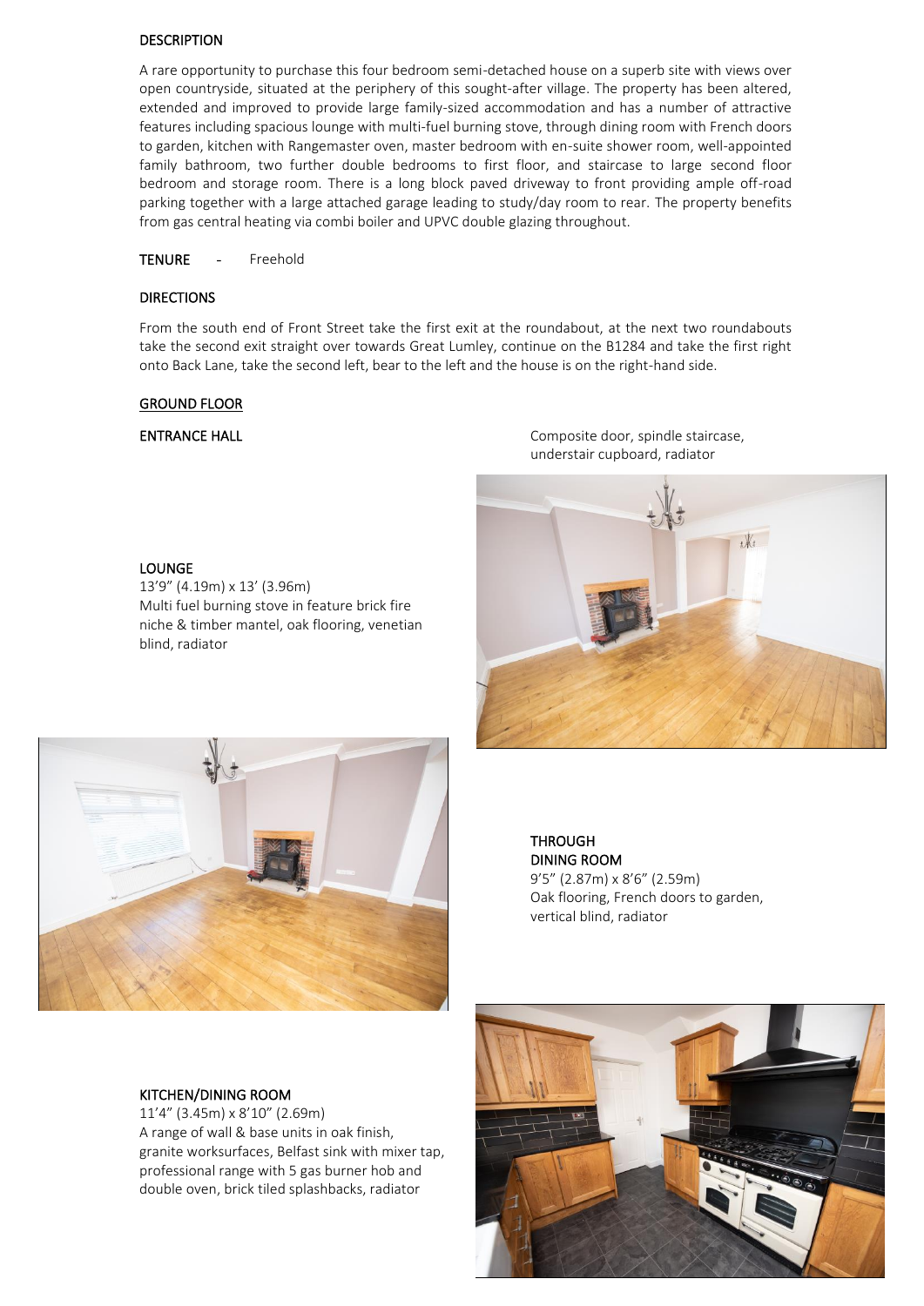## DESCRIPTION

A rare opportunity to purchase this four bedroom semi-detached house on a superb site with views over open countryside, situated at the periphery of this sought-after village. The property has been altered, extended and improved to provide large family-sized accommodation and has a number of attractive features including spacious lounge with multi-fuel burning stove, through dining room with French doors to garden, kitchen with Rangemaster oven, master bedroom with en-suite shower room, well-appointed family bathroom, two further double bedrooms to first floor, and staircase to large second floor bedroom and storage room. There is a long block paved driveway to front providing ample off-road parking together with a large attached garage leading to study/day room to rear. The property benefits from gas central heating via combi boiler and UPVC double glazing throughout.

**TENURE** - Freehold

## DIRECTIONS

From the south end of Front Street take the first exit at the roundabout, at the next two roundabouts take the second exit straight over towards Great Lumley, continue on the B1284 and take the first right onto Back Lane, take the second left, bear to the left and the house is on the right-hand side.

## GROUND FLOOR

**ENTRANCE HALL**

Composite door, spindle staircase, understair cupboard, radiator

**LOUNGE**

13'9" (4.19m) x 13' (3.96m)
Multi fuel burning stove in feature brick fire niche & timber mantel, oak flooring, venetian blind, radiator

**THROUGH DINING ROOM**

9'5" (2.87m) x 8'6" (2.59m)
Oak flooring, French doors to garden, vertical blind, radiator

**KITCHEN/DINING ROOM**

11'4" (3.45m) x 8'10" (2.69m)
A range of wall & base units in oak finish, granite worksurfaces, Belfast sink with mixer tap, professional range with 5 gas burner hob and double oven, brick tiled splashbacks, radiator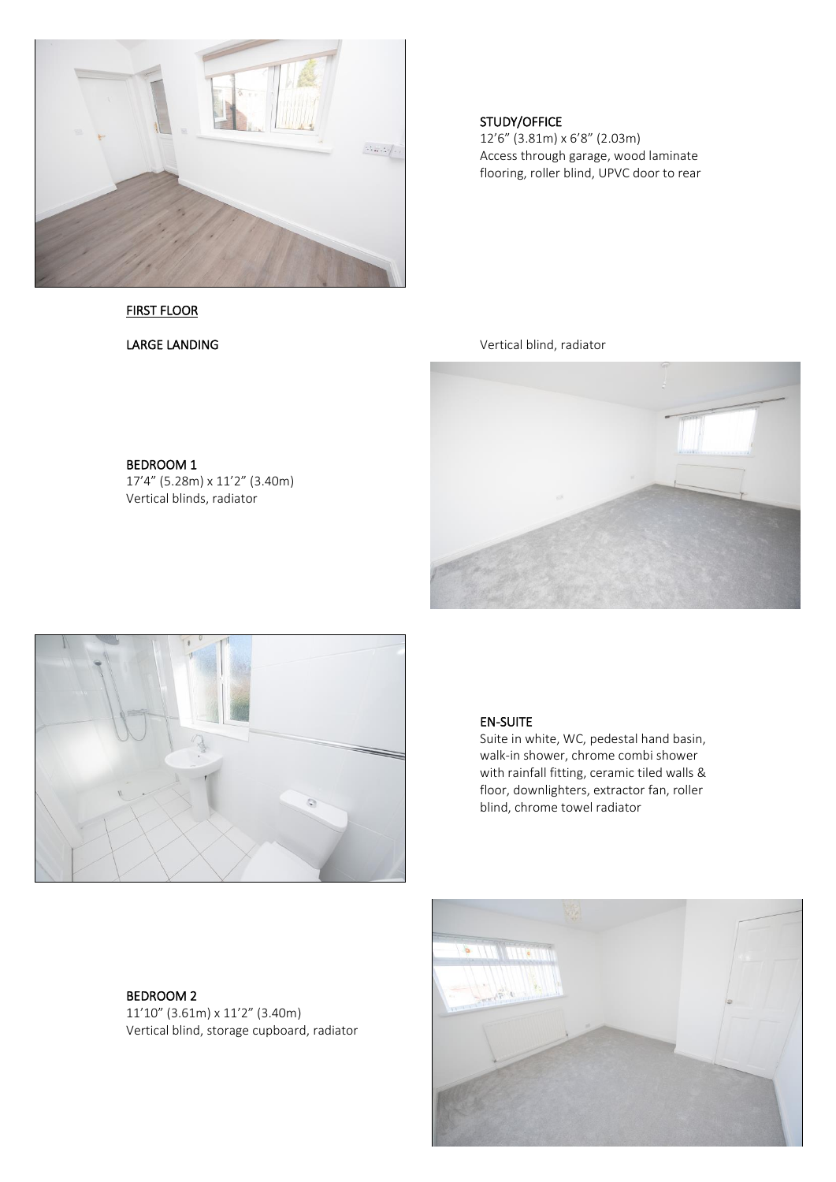STUDY/OFFICE
12'6" (3.81m) x 6'8" (2.03m)
Access through garage, wood laminate flooring, roller blind, UPVC door to rear

## FIRST FLOOR

LARGE LANDING

Vertical blind, radiator

BEDROOM 1
17'4" (5.28m) x 11'2" (3.40m)
Vertical blinds, radiator

EN-SUITE
Suite in white, WC, pedestal hand basin, walk-in shower, chrome combi shower with rainfall fitting, ceramic tiled walls & floor, downlighters, extractor fan, roller blind, chrome towel radiator

BEDROOM 2
11'10" (3.61m) x 11'2" (3.40m)
Vertical blind, storage cupboard, radiator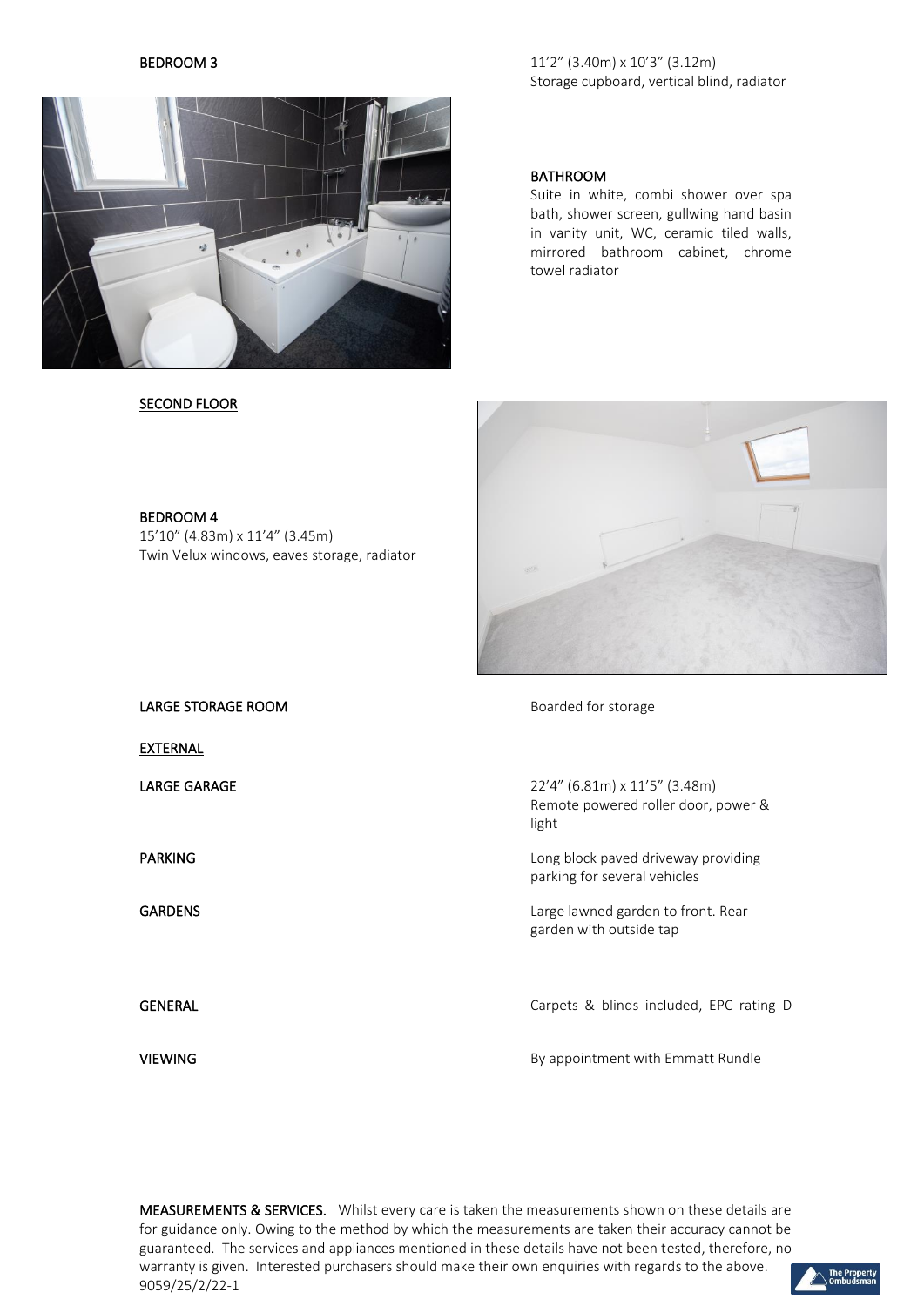**BEDROOM 3**

11'2" (3.40m) x 10'3" (3.12m)
Storage cupboard, vertical blind, radiator

**BATHROOM**

Suite in white, combi shower over spa bath, shower screen, gullwing hand basin in vanity unit, WC, ceramic tiled walls, mirrored bathroom cabinet, chrome towel radiator

**SECOND FLOOR**

**BEDROOM 4**

15'10" (4.83m) x 11'4" (3.45m)
Twin Velux windows, eaves storage, radiator

| | |
|---|---|
| **LARGE STORAGE ROOM** | Boarded for storage |
| **EXTERNAL** | |
| **LARGE GARAGE** | 22'4" (6.81m) x 11'5" (3.48m) Remote powered roller door, power & light |
| **PARKING** | Long block paved driveway providing parking for several vehicles |
| **GARDENS** | Large lawned garden to front. Rear garden with outside tap |
| **GENERAL** | Carpets & blinds included, EPC rating D |
| **VIEWING** | By appointment with Emmatt Rundle |

**MEASUREMENTS & SERVICES.** Whilst every care is taken the measurements shown on these details are for guidance only. Owing to the method by which the measurements are taken their accuracy cannot be guaranteed. The services and appliances mentioned in these details have not been tested, therefore, no warranty is given. Interested purchasers should make their own enquiries with regards to the above.
9059/25/2/22-1